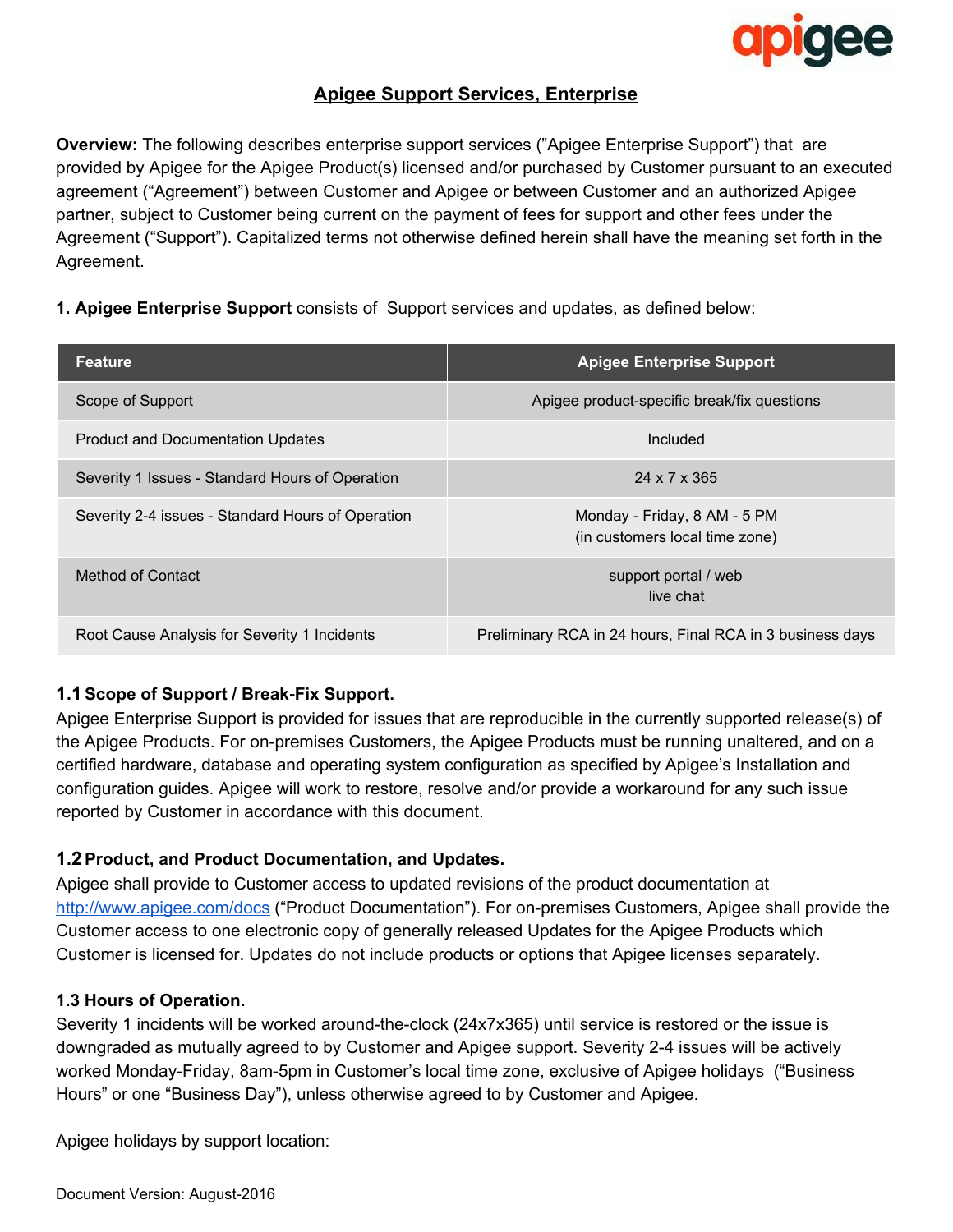# Apigee Support Services, Enterprise

**Overview:** The following describes enterprise support services ("Apigee Enterprise Support") that are provided by Apigee for the Apigee Product(s) licensed and/or purchased by Customer pursuant to an executed agreement ("Agreement") between Customer and Apigee or between Customer and an authorized Apigee partner, subject to Customer being current on the payment of fees for support and other fees under the Agreement ("Support"). Capitalized terms not otherwise defined herein shall have the meaning set forth in the Agreement.

**1. Apigee Enterprise Support** consists of Support services and updates, as defined below:

| Feature | Apigee Enterprise Support |
|---|---|
| Scope of Support | Apigee product-specific break/fix questions |
| Product and Documentation Updates | Included |
| Severity 1 Issues - Standard Hours of Operation | 24 x 7 x 365 |
| Severity 2-4 issues - Standard Hours of Operation | Monday - Friday, 8 AM - 5 PM (in customers local time zone) |
| Method of Contact | support portal / web live chat |
| Root Cause Analysis for Severity 1 Incidents | Preliminary RCA in 24 hours, Final RCA in 3 business days |

### 1.1 Scope of Support / Break-Fix Support.

Apigee Enterprise Support is provided for issues that are reproducible in the currently supported release(s) of the Apigee Products. For on-premises Customers, the Apigee Products must be running unaltered, and on a certified hardware, database and operating system configuration as specified by Apigee's Installation and configuration guides. Apigee will work to restore, resolve and/or provide a workaround for any such issue reported by Customer in accordance with this document.

### 1.2 Product, and Product Documentation, and Updates.

Apigee shall provide to Customer access to updated revisions of the product documentation at http://www.apigee.com/docs ("Product Documentation"). For on-premises Customers, Apigee shall provide the Customer access to one electronic copy of generally released Updates for the Apigee Products which Customer is licensed for. Updates do not include products or options that Apigee licenses separately.

### 1.3 Hours of Operation.

Severity 1 incidents will be worked around-the-clock (24x7x365) until service is restored or the issue is downgraded as mutually agreed to by Customer and Apigee support. Severity 2-4 issues will be actively worked Monday-Friday, 8am-5pm in Customer's local time zone, exclusive of Apigee holidays ("Business Hours" or one "Business Day"), unless otherwise agreed to by Customer and Apigee.

Apigee holidays by support location:

Document Version: August-2016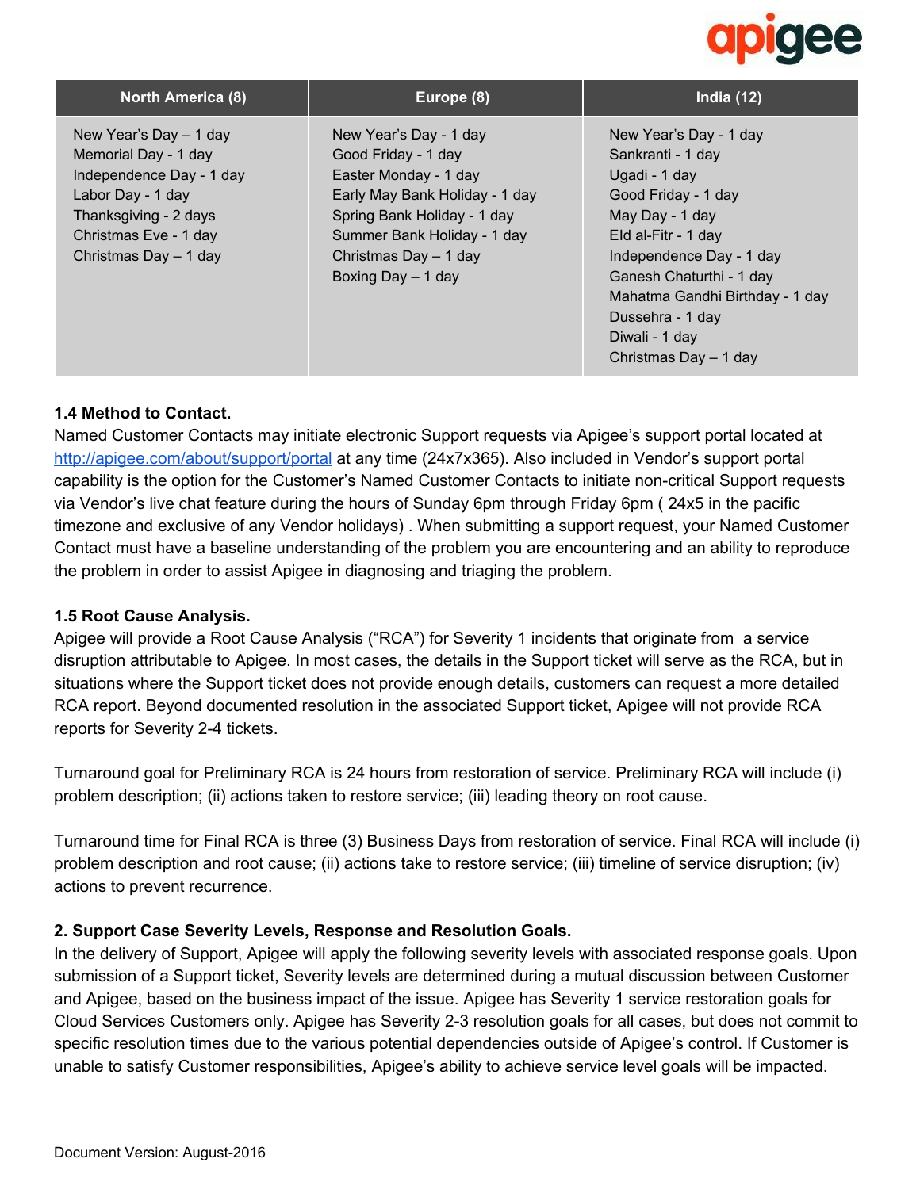| North America (8) | Europe (8) | India (12) |
|---|---|---|
| New Year's Day – 1 day<br>Memorial Day - 1 day<br>Independence Day - 1 day<br>Labor Day - 1 day<br>Thanksgiving - 2 days<br>Christmas Eve - 1 day<br>Christmas Day – 1 day | New Year's Day - 1 day<br>Good Friday - 1 day<br>Easter Monday - 1 day<br>Early May Bank Holiday - 1 day<br>Spring Bank Holiday - 1 day<br>Summer Bank Holiday - 1 day<br>Christmas Day – 1 day<br>Boxing Day – 1 day | New Year's Day - 1 day<br>Sankranti - 1 day<br>Ugadi - 1 day<br>Good Friday - 1 day<br>May Day - 1 day<br>EId al-Fitr - 1 day<br>Independence Day - 1 day<br>Ganesh Chaturthi - 1 day<br>Mahatma Gandhi Birthday - 1 day<br>Dussehra - 1 day<br>Diwali - 1 day<br>Christmas Day – 1 day |

**1.4 Method to Contact.**
Named Customer Contacts may initiate electronic Support requests via Apigee's support portal located at http://apigee.com/about/support/portal at any time (24x7x365). Also included in Vendor's support portal capability is the option for the Customer's Named Customer Contacts to initiate non-critical Support requests via Vendor's live chat feature during the hours of Sunday 6pm through Friday 6pm ( 24x5 in the pacific timezone and exclusive of any Vendor holidays) . When submitting a support request, your Named Customer Contact must have a baseline understanding of the problem you are encountering and an ability to reproduce the problem in order to assist Apigee in diagnosing and triaging the problem.

**1.5 Root Cause Analysis.**
Apigee will provide a Root Cause Analysis ("RCA") for Severity 1 incidents that originate from a service disruption attributable to Apigee. In most cases, the details in the Support ticket will serve as the RCA, but in situations where the Support ticket does not provide enough details, customers can request a more detailed RCA report. Beyond documented resolution in the associated Support ticket, Apigee will not provide RCA reports for Severity 2-4 tickets.

Turnaround goal for Preliminary RCA is 24 hours from restoration of service. Preliminary RCA will include (i) problem description; (ii) actions taken to restore service; (iii) leading theory on root cause.

Turnaround time for Final RCA is three (3) Business Days from restoration of service. Final RCA will include (i) problem description and root cause; (ii) actions take to restore service; (iii) timeline of service disruption; (iv) actions to prevent recurrence.

**2. Support Case Severity Levels, Response and Resolution Goals.**
In the delivery of Support, Apigee will apply the following severity levels with associated response goals. Upon submission of a Support ticket, Severity levels are determined during a mutual discussion between Customer and Apigee, based on the business impact of the issue. Apigee has Severity 1 service restoration goals for Cloud Services Customers only. Apigee has Severity 2-3 resolution goals for all cases, but does not commit to specific resolution times due to the various potential dependencies outside of Apigee's control. If Customer is unable to satisfy Customer responsibilities, Apigee's ability to achieve service level goals will be impacted.

Document Version: August-2016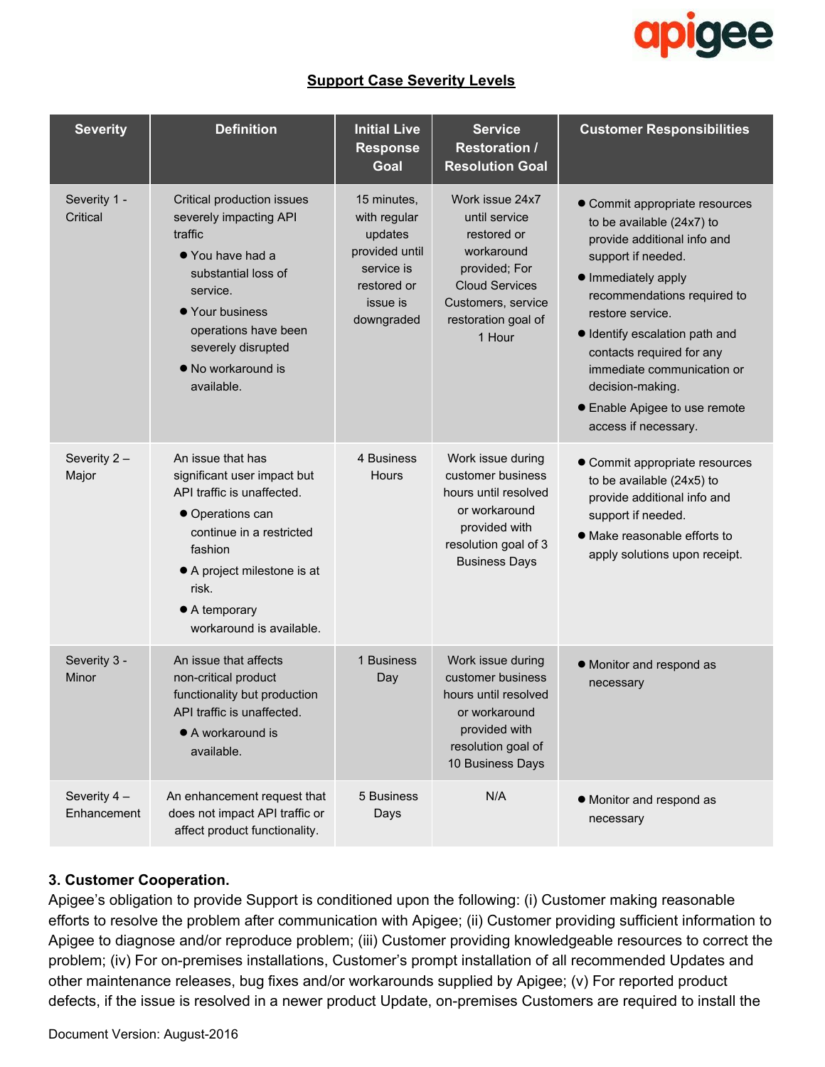## Support Case Severity Levels

| Severity | Definition | Initial Live Response Goal | Service Restoration / Resolution Goal | Customer Responsibilities |
|---|---|---|---|---|
| Severity 1 - Critical | Critical production issues severely impacting API traffic<br>● You have had a substantial loss of service.<br>● Your business operations have been severely disrupted<br>● No workaround is available. | 15 minutes, with regular updates provided until service is restored or issue is downgraded | Work issue 24x7 until service restored or workaround provided; For Cloud Services Customers, service restoration goal of 1 Hour | ● Commit appropriate resources to be available (24x7) to provide additional info and support if needed.<br>● Immediately apply recommendations required to restore service.<br>● Identify escalation path and contacts required for any immediate communication or decision-making.<br>● Enable Apigee to use remote access if necessary. |
| Severity 2 – Major | An issue that has significant user impact but API traffic is unaffected.<br>● Operations can continue in a restricted fashion<br>● A project milestone is at risk.<br>● A temporary workaround is available. | 4 Business Hours | Work issue during customer business hours until resolved or workaround provided with resolution goal of 3 Business Days | ● Commit appropriate resources to be available (24x5) to provide additional info and support if needed.<br>● Make reasonable efforts to apply solutions upon receipt. |
| Severity 3 - Minor | An issue that affects non-critical product functionality but production API traffic is unaffected.<br>● A workaround is available. | 1 Business Day | Work issue during customer business hours until resolved or workaround provided with resolution goal of 10 Business Days | ● Monitor and respond as necessary |
| Severity 4 – Enhancement | An enhancement request that does not impact API traffic or affect product functionality. | 5 Business Days | N/A | ● Monitor and respond as necessary |

**3. Customer Cooperation.**
Apigee's obligation to provide Support is conditioned upon the following: (i) Customer making reasonable efforts to resolve the problem after communication with Apigee; (ii) Customer providing sufficient information to Apigee to diagnose and/or reproduce problem; (iii) Customer providing knowledgeable resources to correct the problem; (iv) For on-premises installations, Customer's prompt installation of all recommended Updates and other maintenance releases, bug fixes and/or workarounds supplied by Apigee; (v) For reported product defects, if the issue is resolved in a newer product Update, on-premises Customers are required to install the

Document Version: August-2016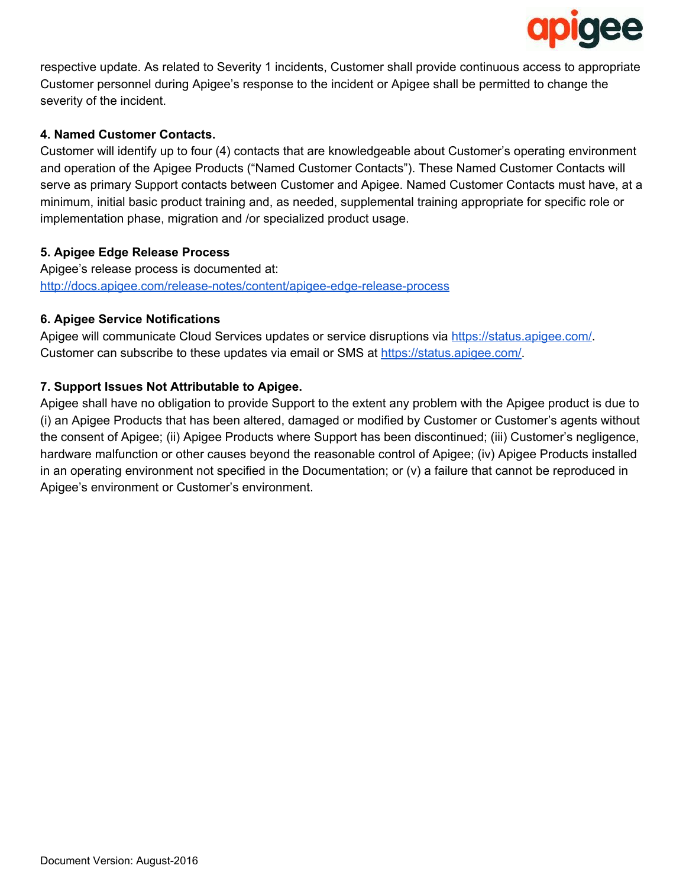respective update. As related to Severity 1 incidents, Customer shall provide continuous access to appropriate Customer personnel during Apigee's response to the incident or Apigee shall be permitted to change the severity of the incident.

**4. Named Customer Contacts.**

Customer will identify up to four (4) contacts that are knowledgeable about Customer's operating environment and operation of the Apigee Products ("Named Customer Contacts"). These Named Customer Contacts will serve as primary Support contacts between Customer and Apigee. Named Customer Contacts must have, at a minimum, initial basic product training and, as needed, supplemental training appropriate for specific role or implementation phase, migration and /or specialized product usage.

**5. Apigee Edge Release Process**

Apigee's release process is documented at:
http://docs.apigee.com/release-notes/content/apigee-edge-release-process

**6. Apigee Service Notifications**

Apigee will communicate Cloud Services updates or service disruptions via https://status.apigee.com/. Customer can subscribe to these updates via email or SMS at https://status.apigee.com/.

**7. Support Issues Not Attributable to Apigee.**

Apigee shall have no obligation to provide Support to the extent any problem with the Apigee product is due to (i) an Apigee Products that has been altered, damaged or modified by Customer or Customer's agents without the consent of Apigee; (ii) Apigee Products where Support has been discontinued; (iii) Customer's negligence, hardware malfunction or other causes beyond the reasonable control of Apigee; (iv) Apigee Products installed in an operating environment not specified in the Documentation; or (v) a failure that cannot be reproduced in Apigee's environment or Customer's environment.

Document Version: August-2016